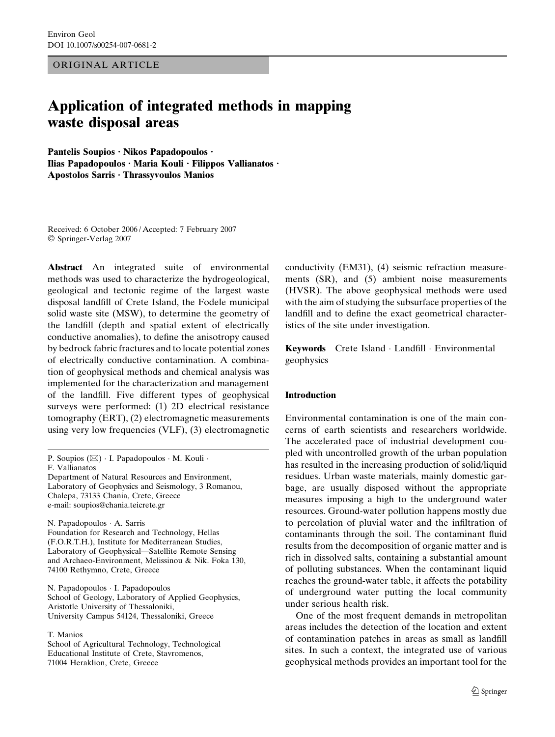ORIGINAL ARTICLE

# Application of integrated methods in mapping waste disposal areas

**Pantelis Soupios · Nikos Papadopoulos · Ilias Papadopoulos · Maria Kouli · Filippos Vallianatos · Apostolos Sarris · Thrassyvoulos Manios**

Received: 6 October 2006 / Accepted: 7 February 2007
© Springer-Verlag 2007

**Abstract** An integrated suite of environmental methods was used to characterize the hydrogeological, geological and tectonic regime of the largest waste disposal landfill of Crete Island, the Fodele municipal solid waste site (MSW), to determine the geometry of the landfill (depth and spatial extent of electrically conductive anomalies), to define the anisotropy caused by bedrock fabric fractures and to locate potential zones of electrically conductive contamination. A combination of geophysical methods and chemical analysis was implemented for the characterization and management of the landfill. Five different types of geophysical surveys were performed: (1) 2D electrical resistance tomography (ERT), (2) electromagnetic measurements using very low frequencies (VLF), (3) electromagnetic conductivity (EM31), (4) seismic refraction measurements (SR), and (5) ambient noise measurements (HVSR). The above geophysical methods were used with the aim of studying the subsurface properties of the landfill and to define the exact geometrical characteristics of the site under investigation.

**Keywords** Crete Island · Landfill · Environmental geophysics

P. Soupios (✉) · I. Papadopoulos · M. Kouli · F. Vallianatos
Department of Natural Resources and Environment, Laboratory of Geophysics and Seismology, 3 Romanou, Chalepa, 73133 Chania, Crete, Greece
e-mail: soupios@chania.teicrete.gr

N. Papadopoulos · A. Sarris
Foundation for Research and Technology, Hellas (F.O.R.T.H.), Institute for Mediterranean Studies, Laboratory of Geophysical—Satellite Remote Sensing and Archaeo-Environment, Melissinou & Nik. Foka 130, 74100 Rethymno, Crete, Greece

N. Papadopoulos · I. Papadopoulos
School of Geology, Laboratory of Applied Geophysics, Aristotle University of Thessaloniki, University Campus 54124, Thessaloniki, Greece

T. Manios
School of Agricultural Technology, Technological Educational Institute of Crete, Stavromenos, 71004 Heraklion, Crete, Greece

## Introduction

Environmental contamination is one of the main concerns of earth scientists and researchers worldwide. The accelerated pace of industrial development coupled with uncontrolled growth of the urban population has resulted in the increasing production of solid/liquid residues. Urban waste materials, mainly domestic garbage, are usually disposed without the appropriate measures imposing a high to the underground water resources. Ground-water pollution happens mostly due to percolation of pluvial water and the infiltration of contaminants through the soil. The contaminant fluid results from the decomposition of organic matter and is rich in dissolved salts, containing a substantial amount of polluting substances. When the contaminant liquid reaches the ground-water table, it affects the potability of underground water putting the local community under serious health risk.

One of the most frequent demands in metropolitan areas includes the detection of the location and extent of contamination patches in areas as small as landfill sites. In such a context, the integrated use of various geophysical methods provides an important tool for the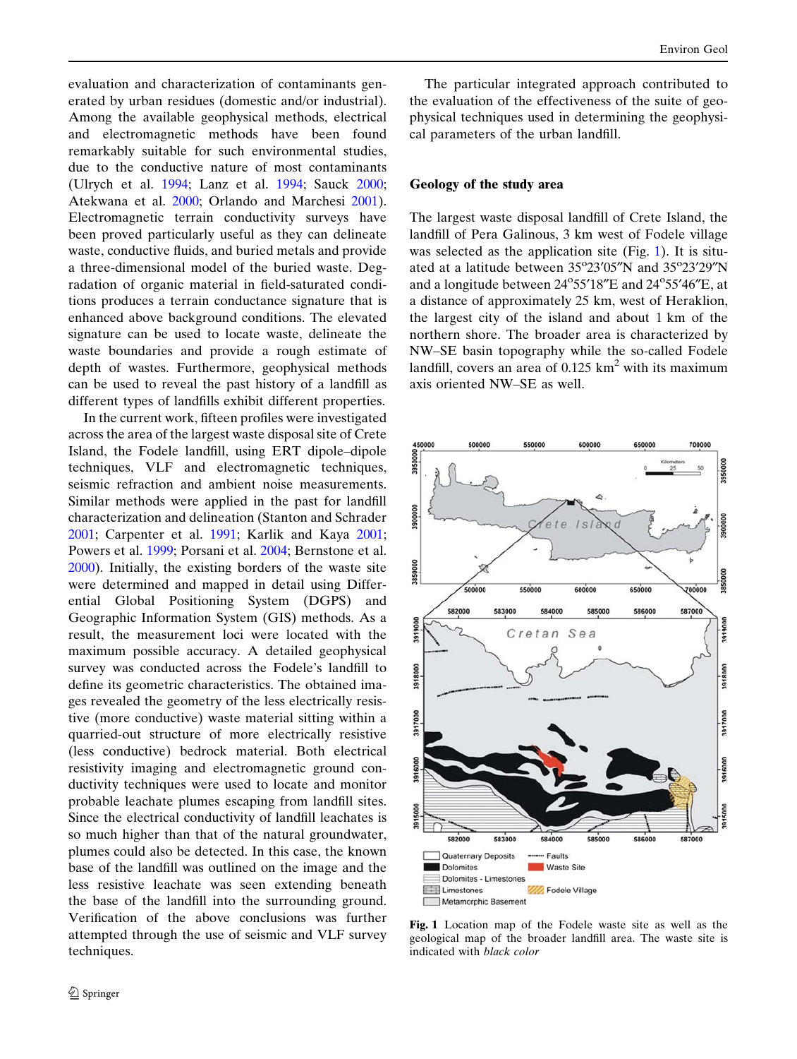evaluation and characterization of contaminants generated by urban residues (domestic and/or industrial). Among the available geophysical methods, electrical and electromagnetic methods have been found remarkably suitable for such environmental studies, due to the conductive nature of most contaminants (Ulrych et al. 1994; Lanz et al. 1994; Sauck 2000; Atekwana et al. 2000; Orlando and Marchesi 2001). Electromagnetic terrain conductivity surveys have been proved particularly useful as they can delineate waste, conductive fluids, and buried metals and provide a three-dimensional model of the buried waste. Degradation of organic material in field-saturated conditions produces a terrain conductance signature that is enhanced above background conditions. The elevated signature can be used to locate waste, delineate the waste boundaries and provide a rough estimate of depth of wastes. Furthermore, geophysical methods can be used to reveal the past history of a landfill as different types of landfills exhibit different properties.

In the current work, fifteen profiles were investigated across the area of the largest waste disposal site of Crete Island, the Fodele landfill, using ERT dipole–dipole techniques, VLF and electromagnetic techniques, seismic refraction and ambient noise measurements. Similar methods were applied in the past for landfill characterization and delineation (Stanton and Schrader 2001; Carpenter et al. 1991; Karlik and Kaya 2001; Powers et al. 1999; Porsani et al. 2004; Bernstone et al. 2000). Initially, the existing borders of the waste site were determined and mapped in detail using Differential Global Positioning System (DGPS) and Geographic Information System (GIS) methods. As a result, the measurement loci were located with the maximum possible accuracy. A detailed geophysical survey was conducted across the Fodele's landfill to define its geometric characteristics. The obtained images revealed the geometry of the less electrically resistive (more conductive) waste material sitting within a quarried-out structure of more electrically resistive (less conductive) bedrock material. Both electrical resistivity imaging and electromagnetic ground conductivity techniques were used to locate and monitor probable leachate plumes escaping from landfill sites. Since the electrical conductivity of landfill leachates is so much higher than that of the natural groundwater, plumes could also be detected. In this case, the known base of the landfill was outlined on the image and the less resistive leachate was seen extending beneath the base of the landfill into the surrounding ground. Verification of the above conclusions was further attempted through the use of seismic and VLF survey techniques.

The particular integrated approach contributed to the evaluation of the effectiveness of the suite of geophysical techniques used in determining the geophysical parameters of the urban landfill.

## Geology of the study area

The largest waste disposal landfill of Crete Island, the landfill of Pera Galinous, 3 km west of Fodele village was selected as the application site (Fig. 1). It is situated at a latitude between 35°23′05″N and 35°23′29″N and a longitude between 24°55′18″E and 24°55′46″E, at a distance of approximately 25 km, west of Heraklion, the largest city of the island and about 1 km of the northern shore. The broader area is characterized by NW–SE basin topography while the so-called Fodele landfill, covers an area of 0.125 km$^2$ with its maximum axis oriented NW–SE as well.

**Fig. 1** Location map of the Fodele waste site as well as the geological map of the broader landfill area. The waste site is indicated with *black color*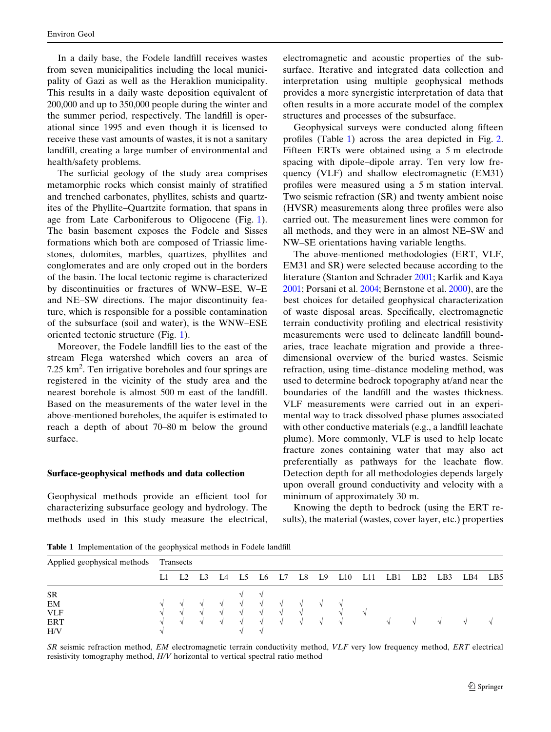In a daily base, the Fodele landfill receives wastes from seven municipalities including the local municipality of Gazi as well as the Heraklion municipality. This results in a daily waste deposition equivalent of 200,000 and up to 350,000 people during the winter and the summer period, respectively. The landfill is operational since 1995 and even though it is licensed to receive these vast amounts of wastes, it is not a sanitary landfill, creating a large number of environmental and health/safety problems.

The surficial geology of the study area comprises metamorphic rocks which consist mainly of stratified and trenched carbonates, phyllites, schists and quartzites of the Phyllite–Quartzite formation, that spans in age from Late Carboniferous to Oligocene (Fig. 1). The basin basement exposes the Fodele and Sisses formations which both are composed of Triassic limestones, dolomites, marbles, quartizes, phyllites and conglomerates and are only croped out in the borders of the basin. The local tectonic regime is characterized by discontinuities or fractures of WNW–ESE, W–E and NE–SW directions. The major discontinuity feature, which is responsible for a possible contamination of the subsurface (soil and water), is the WNW–ESE oriented tectonic structure (Fig. 1).

Moreover, the Fodele landfill lies to the east of the stream Flega watershed which covers an area of 7.25 km$^2$. Ten irrigative boreholes and four springs are registered in the vicinity of the study area and the nearest borehole is almost 500 m east of the landfill. Based on the measurements of the water level in the above-mentioned boreholes, the aquifer is estimated to reach a depth of about 70–80 m below the ground surface.

## Surface-geophysical methods and data collection

Geophysical methods provide an efficient tool for characterizing subsurface geology and hydrology. The methods used in this study measure the electrical, electromagnetic and acoustic properties of the subsurface. Iterative and integrated data collection and interpretation using multiple geophysical methods provides a more synergistic interpretation of data that often results in a more accurate model of the complex structures and processes of the subsurface.

Geophysical surveys were conducted along fifteen profiles (Table 1) across the area depicted in Fig. 2. Fifteen ERTs were obtained using a 5 m electrode spacing with dipole–dipole array. Ten very low frequency (VLF) and shallow electromagnetic (EM31) profiles were measured using a 5 m station interval. Two seismic refraction (SR) and twenty ambient noise (HVSR) measurements along three profiles were also carried out. The measurement lines were common for all methods, and they were in an almost NE–SW and NW–SE orientations having variable lengths.

The above-mentioned methodologies (ERT, VLF, EM31 and SR) were selected because according to the literature (Stanton and Schrader 2001; Karlik and Kaya 2001; Porsani et al. 2004; Bernstone et al. 2000), are the best choices for detailed geophysical characterization of waste disposal areas. Specifically, electromagnetic terrain conductivity profiling and electrical resistivity measurements were used to delineate landfill boundaries, trace leachate migration and provide a three-dimensional overview of the buried wastes. Seismic refraction, using time–distance modeling method, was used to determine bedrock topography at/and near the boundaries of the landfill and the wastes thickness. VLF measurements were carried out in an experimental way to track dissolved phase plumes associated with other conductive materials (e.g., a landfill leachate plume). More commonly, VLF is used to help locate fracture zones containing water that may also act preferentially as pathways for the leachate flow. Detection depth for all methodologies depends largely upon overall ground conductivity and velocity with a minimum of approximately 30 m.

Knowing the depth to bedrock (using the ERT results), the material (wastes, cover layer, etc.) properties

**Table 1** Implementation of the geophysical methods in Fodele landfill

| Applied geophysical methods | Transects | | | | | | | | | | | | | | | |
|---|---|---|---|---|---|---|---|---|---|---|---|---|---|---|---|---|
| | L1 | L2 | L3 | L4 | L5 | L6 | L7 | L8 | L9 | L10 | L11 | LB1 | LB2 | LB3 | LB4 | LB5 |
| SR | | | | | √ | √ | | | | | | | | | | |
| EM | √ | √ | √ | √ | √ | √ | √ | √ | √ | √ | | | | | | |
| VLF | √ | √ | √ | √ | √ | √ | √ | √ | | √ | √ | | | | | |
| ERT | √ | √ | √ | √ | √ | √ | √ | √ | √ | √ | | √ | √ | √ | √ | √ |
| H/V | √ | | | | √ | √ | | | | | | | | | | |

*SR* seismic refraction method, *EM* electromagnetic terrain conductivity method, *VLF* very low frequency method, *ERT* electrical resistivity tomography method, *H/V* horizontal to vertical spectral ratio method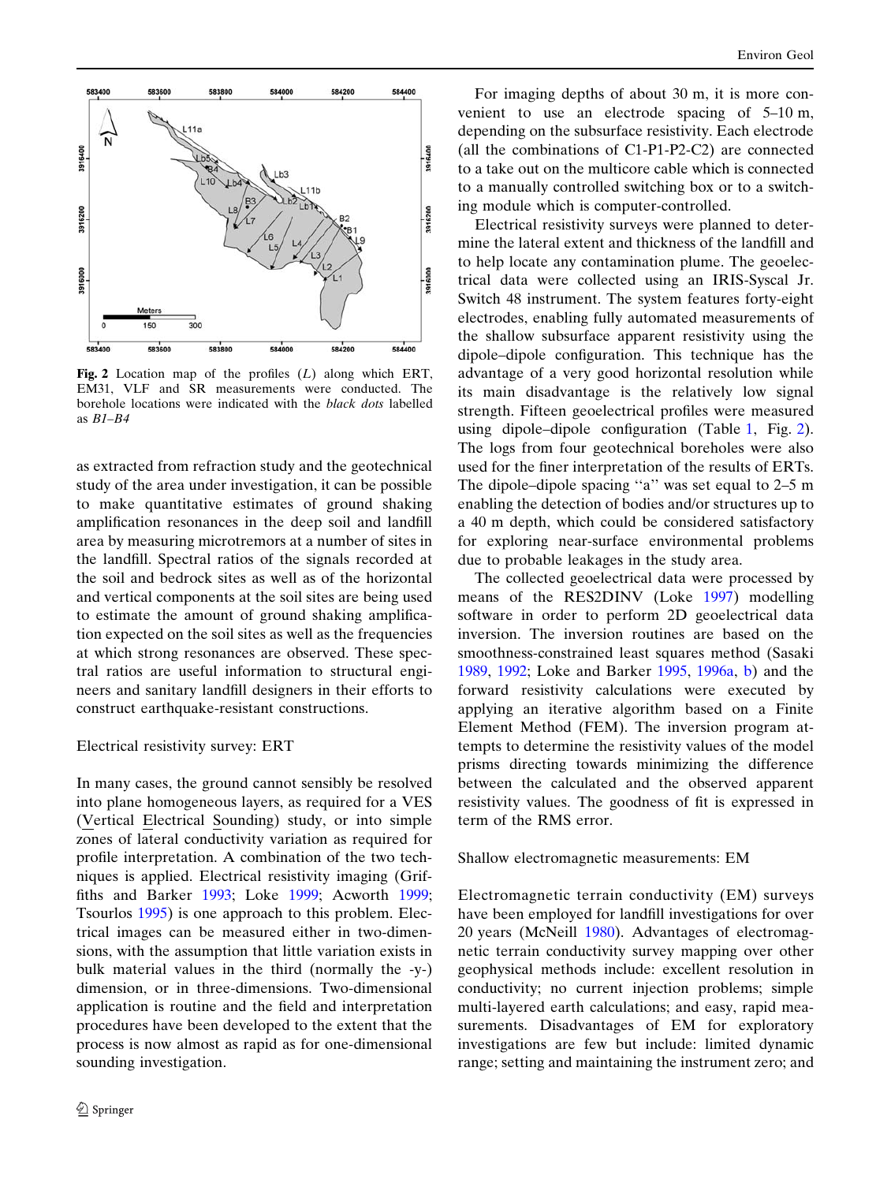Fig. 2 Location map of the profiles (*L*) along which ERT, EM31, VLF and SR measurements were conducted. The borehole locations were indicated with the *black dots* labelled as *B1–B4*

as extracted from refraction study and the geotechnical study of the area under investigation, it can be possible to make quantitative estimates of ground shaking amplification resonances in the deep soil and landfill area by measuring microtremors at a number of sites in the landfill. Spectral ratios of the signals recorded at the soil and bedrock sites as well as of the horizontal and vertical components at the soil sites are being used to estimate the amount of ground shaking amplification expected on the soil sites as well as the frequencies at which strong resonances are observed. These spectral ratios are useful information to structural engineers and sanitary landfill designers in their efforts to construct earthquake-resistant constructions.

## Electrical resistivity survey: ERT

In many cases, the ground cannot sensibly be resolved into plane homogeneous layers, as required for a VES (Vertical Electrical Sounding) study, or into simple zones of lateral conductivity variation as required for profile interpretation. A combination of the two techniques is applied. Electrical resistivity imaging (Griffiths and Barker 1993; Loke 1999; Acworth 1999; Tsourlos 1995) is one approach to this problem. Electrical images can be measured either in two-dimensions, with the assumption that little variation exists in bulk material values in the third (normally the -y-) dimension, or in three-dimensions. Two-dimensional application is routine and the field and interpretation procedures have been developed to the extent that the process is now almost as rapid as for one-dimensional sounding investigation.

For imaging depths of about 30 m, it is more convenient to use an electrode spacing of 5–10 m, depending on the subsurface resistivity. Each electrode (all the combinations of C1-P1-P2-C2) are connected to a take out on the multicore cable which is connected to a manually controlled switching box or to a switching module which is computer-controlled.

Electrical resistivity surveys were planned to determine the lateral extent and thickness of the landfill and to help locate any contamination plume. The geoelectrical data were collected using an IRIS-Syscal Jr. Switch 48 instrument. The system features forty-eight electrodes, enabling fully automated measurements of the shallow subsurface apparent resistivity using the dipole–dipole configuration. This technique has the advantage of a very good horizontal resolution while its main disadvantage is the relatively low signal strength. Fifteen geoelectrical profiles were measured using dipole–dipole configuration (Table 1, Fig. 2). The logs from four geotechnical boreholes were also used for the finer interpretation of the results of ERTs. The dipole–dipole spacing "a" was set equal to 2–5 m enabling the detection of bodies and/or structures up to a 40 m depth, which could be considered satisfactory for exploring near-surface environmental problems due to probable leakages in the study area.

The collected geoelectrical data were processed by means of the RES2DINV (Loke 1997) modelling software in order to perform 2D geoelectrical data inversion. The inversion routines are based on the smoothness-constrained least squares method (Sasaki 1989, 1992; Loke and Barker 1995, 1996a, b) and the forward resistivity calculations were executed by applying an iterative algorithm based on a Finite Element Method (FEM). The inversion program attempts to determine the resistivity values of the model prisms directing towards minimizing the difference between the calculated and the observed apparent resistivity values. The goodness of fit is expressed in term of the RMS error.

## Shallow electromagnetic measurements: EM

Electromagnetic terrain conductivity (EM) surveys have been employed for landfill investigations for over 20 years (McNeill 1980). Advantages of electromagnetic terrain conductivity survey mapping over other geophysical methods include: excellent resolution in conductivity; no current injection problems; simple multi-layered earth calculations; and easy, rapid measurements. Disadvantages of EM for exploratory investigations are few but include: limited dynamic range; setting and maintaining the instrument zero; and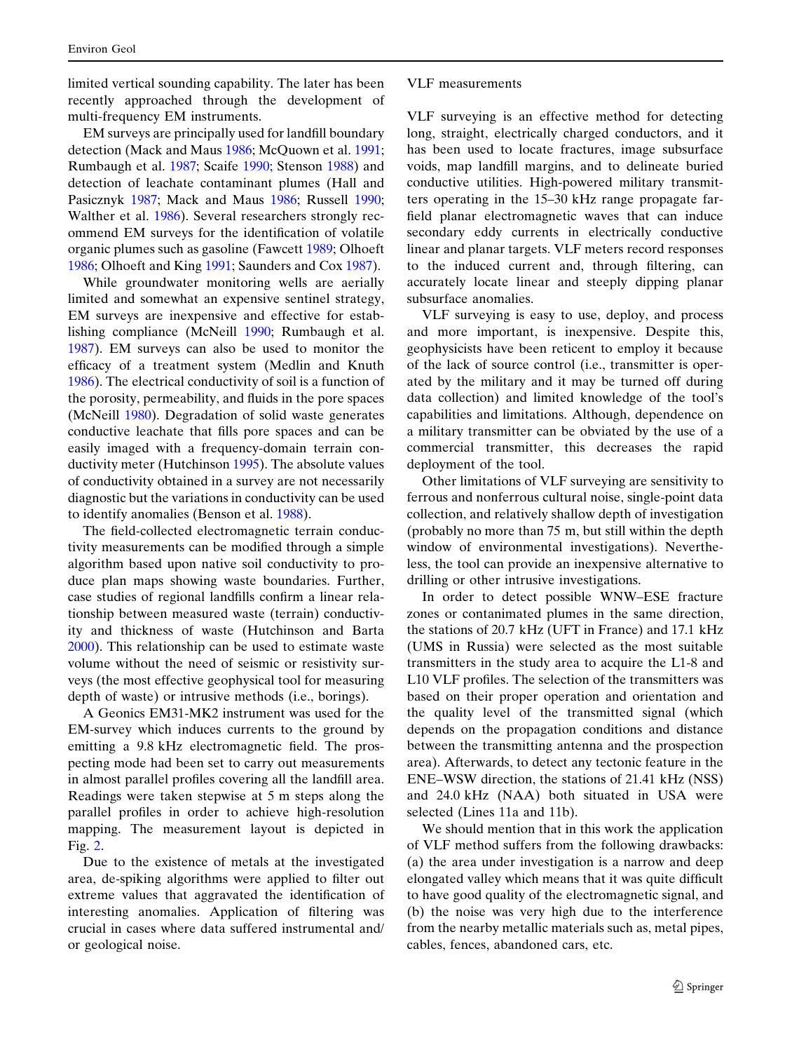limited vertical sounding capability. The later has been recently approached through the development of multi-frequency EM instruments.

EM surveys are principally used for landfill boundary detection (Mack and Maus 1986; McQuown et al. 1991; Rumbaugh et al. 1987; Scaife 1990; Stenson 1988) and detection of leachate contaminant plumes (Hall and Pasicznyk 1987; Mack and Maus 1986; Russell 1990; Walther et al. 1986). Several researchers strongly recommend EM surveys for the identification of volatile organic plumes such as gasoline (Fawcett 1989; Olhoeft 1986; Olhoeft and King 1991; Saunders and Cox 1987).

While groundwater monitoring wells are aerially limited and somewhat an expensive sentinel strategy, EM surveys are inexpensive and effective for establishing compliance (McNeill 1990; Rumbaugh et al. 1987). EM surveys can also be used to monitor the efficacy of a treatment system (Medlin and Knuth 1986). The electrical conductivity of soil is a function of the porosity, permeability, and fluids in the pore spaces (McNeill 1980). Degradation of solid waste generates conductive leachate that fills pore spaces and can be easily imaged with a frequency-domain terrain conductivity meter (Hutchinson 1995). The absolute values of conductivity obtained in a survey are not necessarily diagnostic but the variations in conductivity can be used to identify anomalies (Benson et al. 1988).

The field-collected electromagnetic terrain conductivity measurements can be modified through a simple algorithm based upon native soil conductivity to produce plan maps showing waste boundaries. Further, case studies of regional landfills confirm a linear relationship between measured waste (terrain) conductivity and thickness of waste (Hutchinson and Barta 2000). This relationship can be used to estimate waste volume without the need of seismic or resistivity surveys (the most effective geophysical tool for measuring depth of waste) or intrusive methods (i.e., borings).

A Geonics EM31-MK2 instrument was used for the EM-survey which induces currents to the ground by emitting a 9.8 kHz electromagnetic field. The prospecting mode had been set to carry out measurements in almost parallel profiles covering all the landfill area. Readings were taken stepwise at 5 m steps along the parallel profiles in order to achieve high-resolution mapping. The measurement layout is depicted in Fig. 2.

Due to the existence of metals at the investigated area, de-spiking algorithms were applied to filter out extreme values that aggravated the identification of interesting anomalies. Application of filtering was crucial in cases where data suffered instrumental and/or geological noise.

## VLF measurements

VLF surveying is an effective method for detecting long, straight, electrically charged conductors, and it has been used to locate fractures, image subsurface voids, map landfill margins, and to delineate buried conductive utilities. High-powered military transmitters operating in the 15–30 kHz range propagate far-field planar electromagnetic waves that can induce secondary eddy currents in electrically conductive linear and planar targets. VLF meters record responses to the induced current and, through filtering, can accurately locate linear and steeply dipping planar subsurface anomalies.

VLF surveying is easy to use, deploy, and process and more important, is inexpensive. Despite this, geophysicists have been reticent to employ it because of the lack of source control (i.e., transmitter is operated by the military and it may be turned off during data collection) and limited knowledge of the tool's capabilities and limitations. Although, dependence on a military transmitter can be obviated by the use of a commercial transmitter, this decreases the rapid deployment of the tool.

Other limitations of VLF surveying are sensitivity to ferrous and nonferrous cultural noise, single-point data collection, and relatively shallow depth of investigation (probably no more than 75 m, but still within the depth window of environmental investigations). Nevertheless, the tool can provide an inexpensive alternative to drilling or other intrusive investigations.

In order to detect possible WNW–ESE fracture zones or contaminated plumes in the same direction, the stations of 20.7 kHz (UFT in France) and 17.1 kHz (UMS in Russia) were selected as the most suitable transmitters in the study area to acquire the L1-8 and L10 VLF profiles. The selection of the transmitters was based on their proper operation and orientation and the quality level of the transmitted signal (which depends on the propagation conditions and distance between the transmitting antenna and the prospection area). Afterwards, to detect any tectonic feature in the ENE–WSW direction, the stations of 21.41 kHz (NSS) and 24.0 kHz (NAA) both situated in USA were selected (Lines 11a and 11b).

We should mention that in this work the application of VLF method suffers from the following drawbacks: (a) the area under investigation is a narrow and deep elongated valley which means that it was quite difficult to have good quality of the electromagnetic signal, and (b) the noise was very high due to the interference from the nearby metallic materials such as, metal pipes, cables, fences, abandoned cars, etc.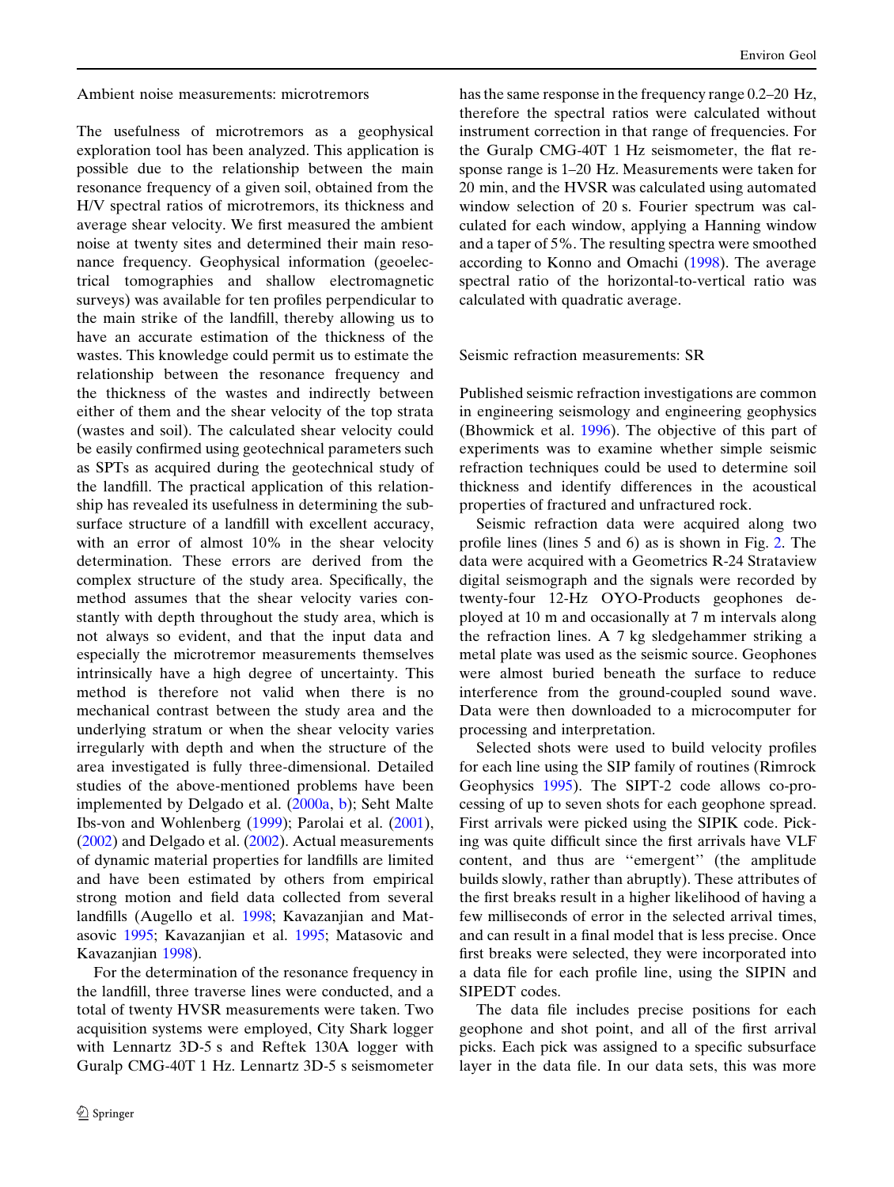## Ambient noise measurements: microtremors

The usefulness of microtremors as a geophysical exploration tool has been analyzed. This application is possible due to the relationship between the main resonance frequency of a given soil, obtained from the H/V spectral ratios of microtremors, its thickness and average shear velocity. We first measured the ambient noise at twenty sites and determined their main resonance frequency. Geophysical information (geoelectrical tomographies and shallow electromagnetic surveys) was available for ten profiles perpendicular to the main strike of the landfill, thereby allowing us to have an accurate estimation of the thickness of the wastes. This knowledge could permit us to estimate the relationship between the resonance frequency and the thickness of the wastes and indirectly between either of them and the shear velocity of the top strata (wastes and soil). The calculated shear velocity could be easily confirmed using geotechnical parameters such as SPTs as acquired during the geotechnical study of the landfill. The practical application of this relationship has revealed its usefulness in determining the subsurface structure of a landfill with excellent accuracy, with an error of almost 10% in the shear velocity determination. These errors are derived from the complex structure of the study area. Specifically, the method assumes that the shear velocity varies constantly with depth throughout the study area, which is not always so evident, and that the input data and especially the microtremor measurements themselves intrinsically have a high degree of uncertainty. This method is therefore not valid when there is no mechanical contrast between the study area and the underlying stratum or when the shear velocity varies irregularly with depth and when the structure of the area investigated is fully three-dimensional. Detailed studies of the above-mentioned problems have been implemented by Delgado et al. (2000a, b); Seht Malte Ibs-von and Wohlenberg (1999); Parolai et al. (2001), (2002) and Delgado et al. (2002). Actual measurements of dynamic material properties for landfills are limited and have been estimated by others from empirical strong motion and field data collected from several landfills (Augello et al. 1998; Kavazanjian and Matasovic 1995; Kavazanjian et al. 1995; Matasovic and Kavazanjian 1998).

For the determination of the resonance frequency in the landfill, three traverse lines were conducted, and a total of twenty HVSR measurements were taken. Two acquisition systems were employed, City Shark logger with Lennartz 3D-5 s and Reftek 130A logger with Guralp CMG-40T 1 Hz. Lennartz 3D-5 s seismometer has the same response in the frequency range 0.2–20 Hz, therefore the spectral ratios were calculated without instrument correction in that range of frequencies. For the Guralp CMG-40T 1 Hz seismometer, the flat response range is 1–20 Hz. Measurements were taken for 20 min, and the HVSR was calculated using automated window selection of 20 s. Fourier spectrum was calculated for each window, applying a Hanning window and a taper of 5%. The resulting spectra were smoothed according to Konno and Omachi (1998). The average spectral ratio of the horizontal-to-vertical ratio was calculated with quadratic average.

## Seismic refraction measurements: SR

Published seismic refraction investigations are common in engineering seismology and engineering geophysics (Bhowmick et al. 1996). The objective of this part of experiments was to examine whether simple seismic refraction techniques could be used to determine soil thickness and identify differences in the acoustical properties of fractured and unfractured rock.

Seismic refraction data were acquired along two profile lines (lines 5 and 6) as is shown in Fig. 2. The data were acquired with a Geometrics R-24 Strataview digital seismograph and the signals were recorded by twenty-four 12-Hz OYO-Products geophones deployed at 10 m and occasionally at 7 m intervals along the refraction lines. A 7 kg sledgehammer striking a metal plate was used as the seismic source. Geophones were almost buried beneath the surface to reduce interference from the ground-coupled sound wave. Data were then downloaded to a microcomputer for processing and interpretation.

Selected shots were used to build velocity profiles for each line using the SIP family of routines (Rimrock Geophysics 1995). The SIPT-2 code allows co-processing of up to seven shots for each geophone spread. First arrivals were picked using the SIPIK code. Picking was quite difficult since the first arrivals have VLF content, and thus are ''emergent'' (the amplitude builds slowly, rather than abruptly). These attributes of the first breaks result in a higher likelihood of having a few milliseconds of error in the selected arrival times, and can result in a final model that is less precise. Once first breaks were selected, they were incorporated into a data file for each profile line, using the SIPIN and SIPEDT codes.

The data file includes precise positions for each geophone and shot point, and all of the first arrival picks. Each pick was assigned to a specific subsurface layer in the data file. In our data sets, this was more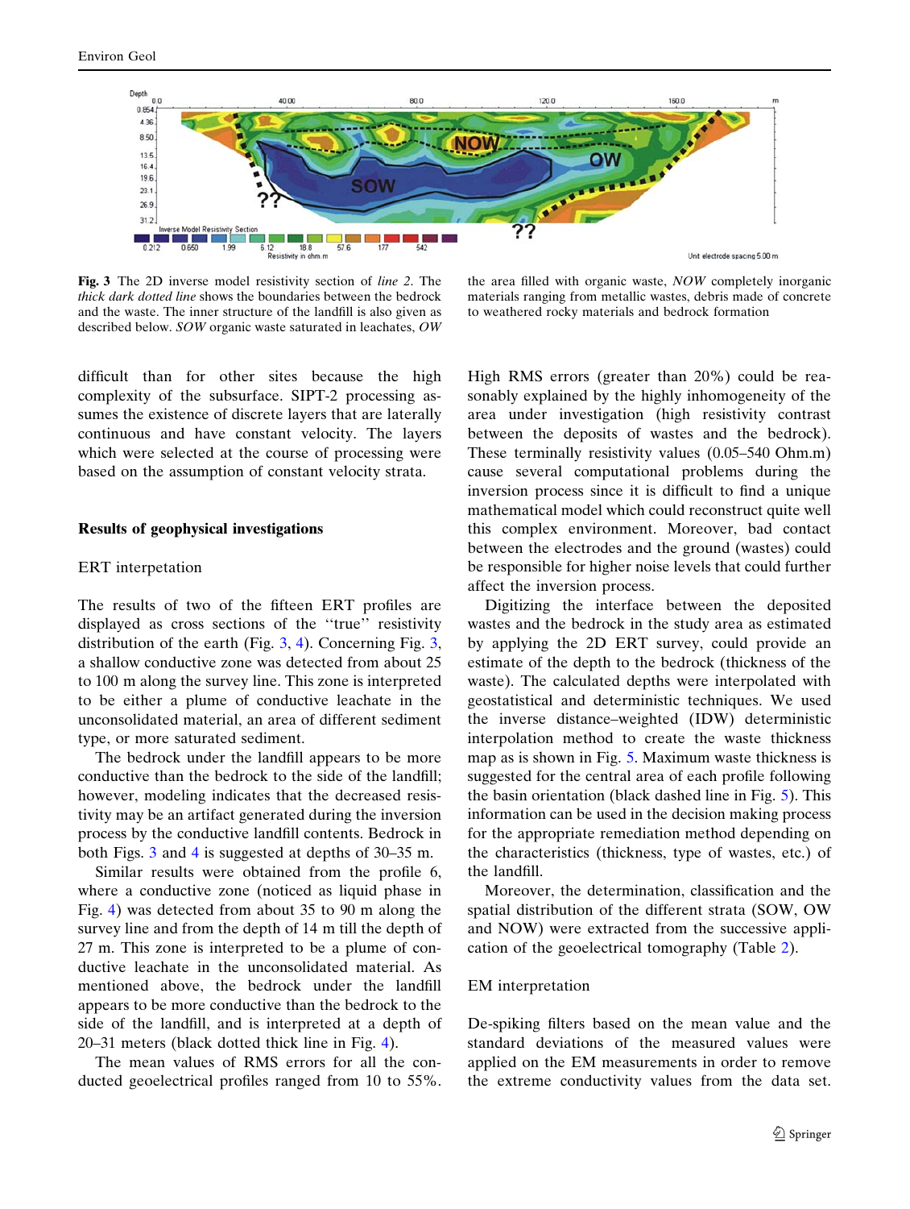**Fig. 3** The 2D inverse model resistivity section of *line 2*. The *thick dark dotted line* shows the boundaries between the bedrock and the waste. The inner structure of the landfill is also given as described below. *SOW* organic waste saturated in leachates, *OW* the area filled with organic waste, *NOW* completely inorganic materials ranging from metallic wastes, debris made of concrete to weathered rocky materials and bedrock formation

difficult than for other sites because the high complexity of the subsurface. SIPT-2 processing assumes the existence of discrete layers that are laterally continuous and have constant velocity. The layers which were selected at the course of processing were based on the assumption of constant velocity strata.

## Results of geophysical investigations

### ERT interpetation

The results of two of the fifteen ERT profiles are displayed as cross sections of the "true" resistivity distribution of the earth (Fig. 3, 4). Concerning Fig. 3, a shallow conductive zone was detected from about 25 to 100 m along the survey line. This zone is interpreted to be either a plume of conductive leachate in the unconsolidated material, an area of different sediment type, or more saturated sediment.

The bedrock under the landfill appears to be more conductive than the bedrock to the side of the landfill; however, modeling indicates that the decreased resistivity may be an artifact generated during the inversion process by the conductive landfill contents. Bedrock in both Figs. 3 and 4 is suggested at depths of 30–35 m.

Similar results were obtained from the profile 6, where a conductive zone (noticed as liquid phase in Fig. 4) was detected from about 35 to 90 m along the survey line and from the depth of 14 m till the depth of 27 m. This zone is interpreted to be a plume of conductive leachate in the unconsolidated material. As mentioned above, the bedrock under the landfill appears to be more conductive than the bedrock to the side of the landfill, and is interpreted at a depth of 20–31 meters (black dotted thick line in Fig. 4).

The mean values of RMS errors for all the conducted geoelectrical profiles ranged from 10 to 55%. High RMS errors (greater than 20%) could be reasonably explained by the highly inhomogeneity of the area under investigation (high resistivity contrast between the deposits of wastes and the bedrock). These terminally resistivity values (0.05–540 Ohm.m) cause several computational problems during the inversion process since it is difficult to find a unique mathematical model which could reconstruct quite well this complex environment. Moreover, bad contact between the electrodes and the ground (wastes) could be responsible for higher noise levels that could further affect the inversion process.

Digitizing the interface between the deposited wastes and the bedrock in the study area as estimated by applying the 2D ERT survey, could provide an estimate of the depth to the bedrock (thickness of the waste). The calculated depths were interpolated with geostatistical and deterministic techniques. We used the inverse distance–weighted (IDW) deterministic interpolation method to create the waste thickness map as is shown in Fig. 5. Maximum waste thickness is suggested for the central area of each profile following the basin orientation (black dashed line in Fig. 5). This information can be used in the decision making process for the appropriate remediation method depending on the characteristics (thickness, type of wastes, etc.) of the landfill.

Moreover, the determination, classification and the spatial distribution of the different strata (SOW, OW and NOW) were extracted from the successive application of the geoelectrical tomography (Table 2).

### EM interpretation

De-spiking filters based on the mean value and the standard deviations of the measured values were applied on the EM measurements in order to remove the extreme conductivity values from the data set.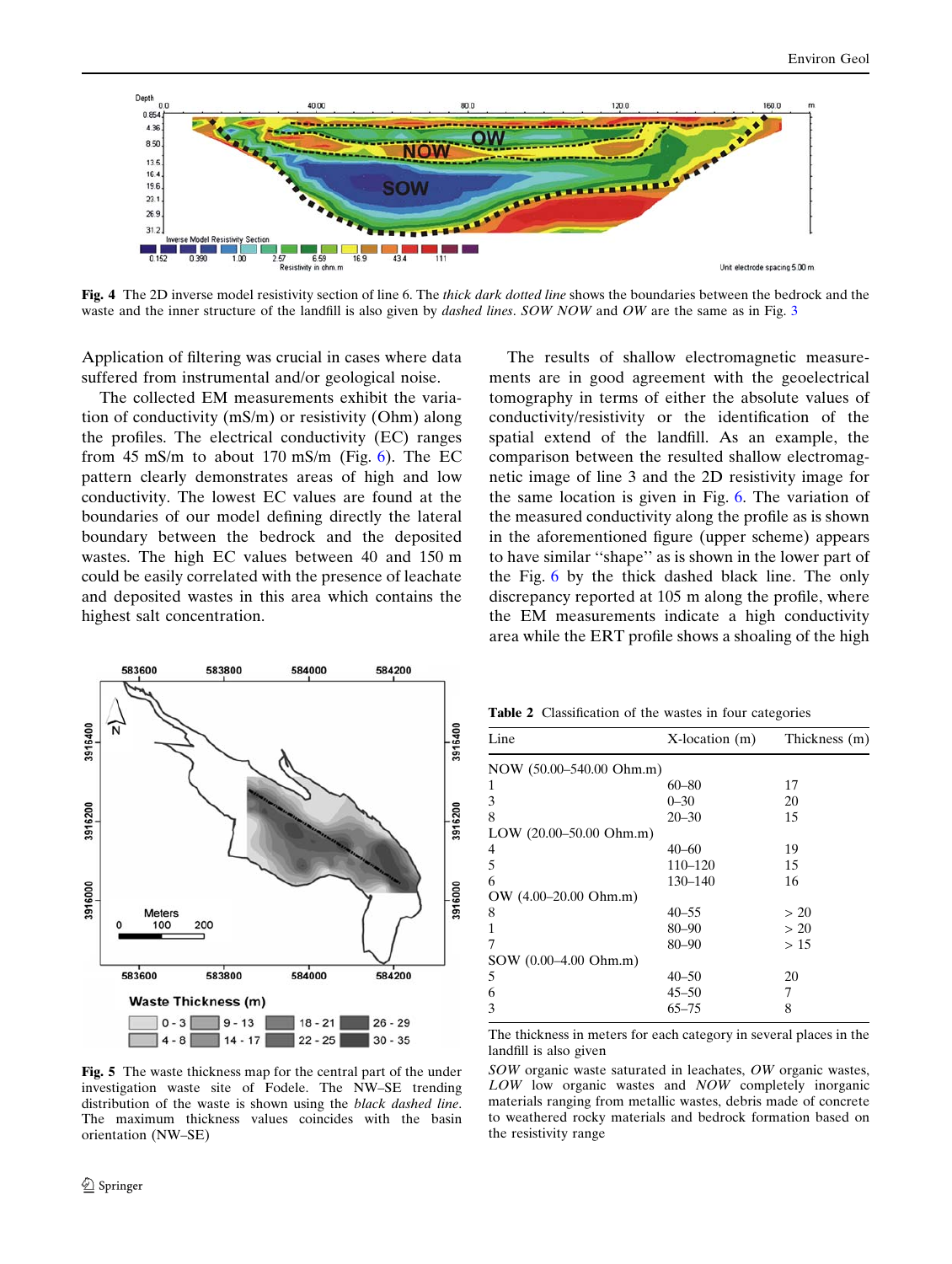Fig. 4 The 2D inverse model resistivity section of line 6. The *thick dark dotted line* shows the boundaries between the bedrock and the waste and the inner structure of the landfill is also given by *dashed lines*. *SOW NOW* and *OW* are the same as in Fig. 3

Application of filtering was crucial in cases where data suffered from instrumental and/or geological noise.

The collected EM measurements exhibit the variation of conductivity (mS/m) or resistivity (Ohm) along the profiles. The electrical conductivity (EC) ranges from 45 mS/m to about 170 mS/m (Fig. 6). The EC pattern clearly demonstrates areas of high and low conductivity. The lowest EC values are found at the boundaries of our model defining directly the lateral boundary between the bedrock and the deposited wastes. The high EC values between 40 and 150 m could be easily correlated with the presence of leachate and deposited wastes in this area which contains the highest salt concentration.

The results of shallow electromagnetic measurements are in good agreement with the geoelectrical tomography in terms of either the absolute values of conductivity/resistivity or the identification of the spatial extend of the landfill. As an example, the comparison between the resulted shallow electromagnetic image of line 3 and the 2D resistivity image for the same location is given in Fig. 6. The variation of the measured conductivity along the profile as is shown in the aforementioned figure (upper scheme) appears to have similar "shape" as is shown in the lower part of the Fig. 6 by the thick dashed black line. The only discrepancy reported at 105 m along the profile, where the EM measurements indicate a high conductivity area while the ERT profile shows a shoaling of the high

Fig. 5 The waste thickness map for the central part of the under investigation waste site of Fodele. The NW–SE trending distribution of the waste is shown using the *black dashed line*. The maximum thickness values coincides with the basin orientation (NW–SE)

**Table 2** Classification of the wastes in four categories

| Line | X-location (m) | Thickness (m) |
|---|---|---|
| NOW (50.00–540.00 Ohm.m) | | |
| 1 | 60–80 | 17 |
| 3 | 0–30 | 20 |
| 8 | 20–30 | 15 |
| LOW (20.00–50.00 Ohm.m) | | |
| 4 | 40–60 | 19 |
| 5 | 110–120 | 15 |
| 6 | 130–140 | 16 |
| OW (4.00–20.00 Ohm.m) | | |
| 8 | 40–55 | > 20 |
| 1 | 80–90 | > 20 |
| 7 | 80–90 | > 15 |
| SOW (0.00–4.00 Ohm.m) | | |
| 5 | 40–50 | 20 |
| 6 | 45–50 | 7 |
| 3 | 65–75 | 8 |

The thickness in meters for each category in several places in the landfill is also given

*SOW* organic waste saturated in leachates, *OW* organic wastes, *LOW* low organic wastes and *NOW* completely inorganic materials ranging from metallic wastes, debris made of concrete to weathered rocky materials and bedrock formation based on the resistivity range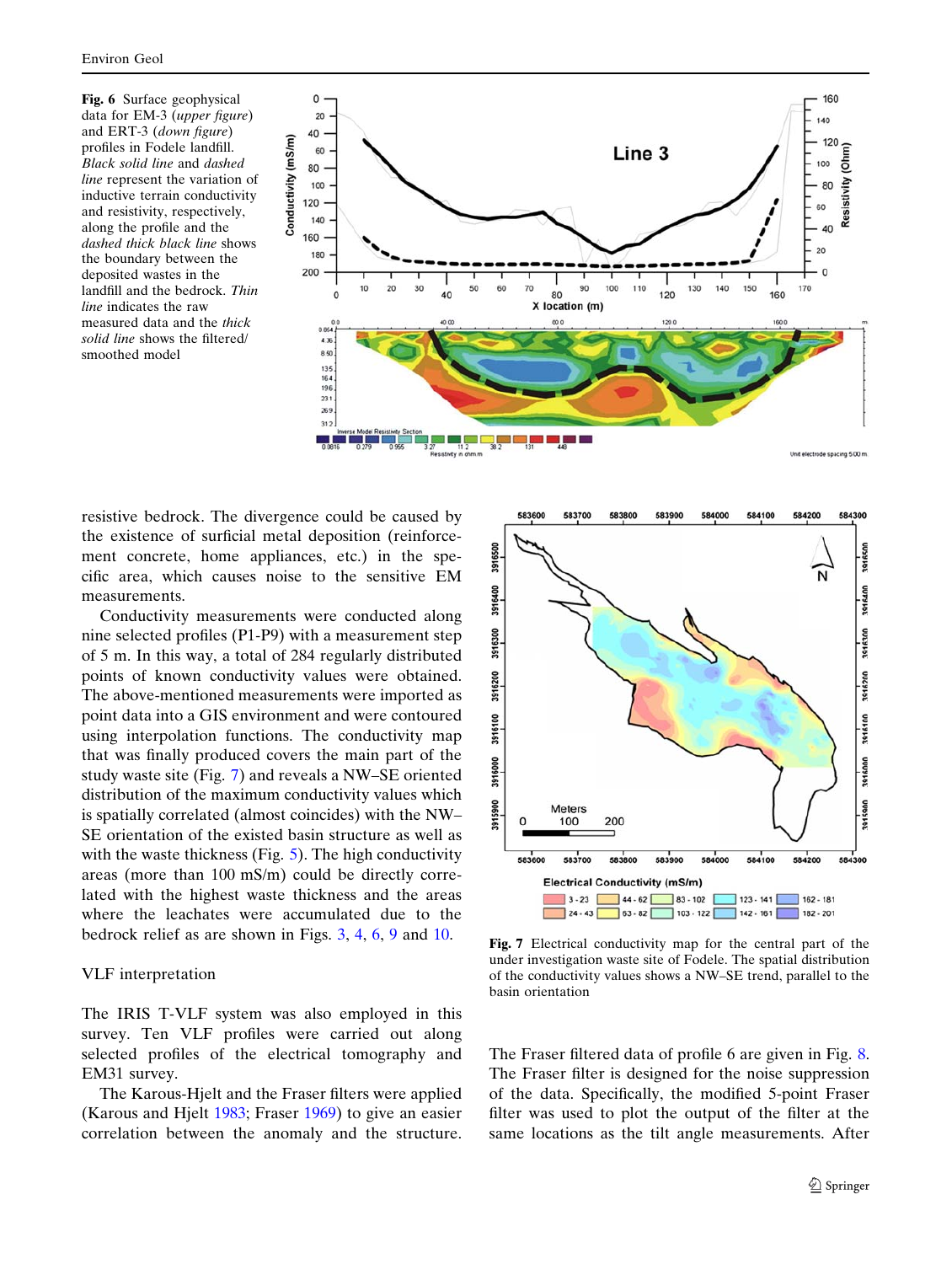**Fig. 6** Surface geophysical data for EM-3 (*upper figure*) and ERT-3 (*down figure*) profiles in Fodele landfill. *Black solid line* and *dashed line* represent the variation of inductive terrain conductivity and resistivity, respectively, along the profile and the *dashed thick black line* shows the boundary between the deposited wastes in the landfill and the bedrock. *Thin line* indicates the raw measured data and the *thick solid line* shows the filtered/smoothed model

resistive bedrock. The divergence could be caused by the existence of surficial metal deposition (reinforcement concrete, home appliances, etc.) in the specific area, which causes noise to the sensitive EM measurements.

Conductivity measurements were conducted along nine selected profiles (P1-P9) with a measurement step of 5 m. In this way, a total of 284 regularly distributed points of known conductivity values were obtained. The above-mentioned measurements were imported as point data into a GIS environment and were contoured using interpolation functions. The conductivity map that was finally produced covers the main part of the study waste site (Fig. 7) and reveals a NW–SE oriented distribution of the maximum conductivity values which is spatially correlated (almost coincides) with the NW–SE orientation of the existed basin structure as well as with the waste thickness (Fig. 5). The high conductivity areas (more than 100 mS/m) could be directly correlated with the highest waste thickness and the areas where the leachates were accumulated due to the bedrock relief as are shown in Figs. 3, 4, 6, 9 and 10.

**Fig. 7** Electrical conductivity map for the central part of the under investigation waste site of Fodele. The spatial distribution of the conductivity values shows a NW–SE trend, parallel to the basin orientation

## VLF interpretation

The IRIS T-VLF system was also employed in this survey. Ten VLF profiles were carried out along selected profiles of the electrical tomography and EM31 survey.

The Karous-Hjelt and the Fraser filters were applied (Karous and Hjelt 1983; Fraser 1969) to give an easier correlation between the anomaly and the structure. The Fraser filtered data of profile 6 are given in Fig. 8. The Fraser filter is designed for the noise suppression of the data. Specifically, the modified 5-point Fraser filter was used to plot the output of the filter at the same locations as the tilt angle measurements. After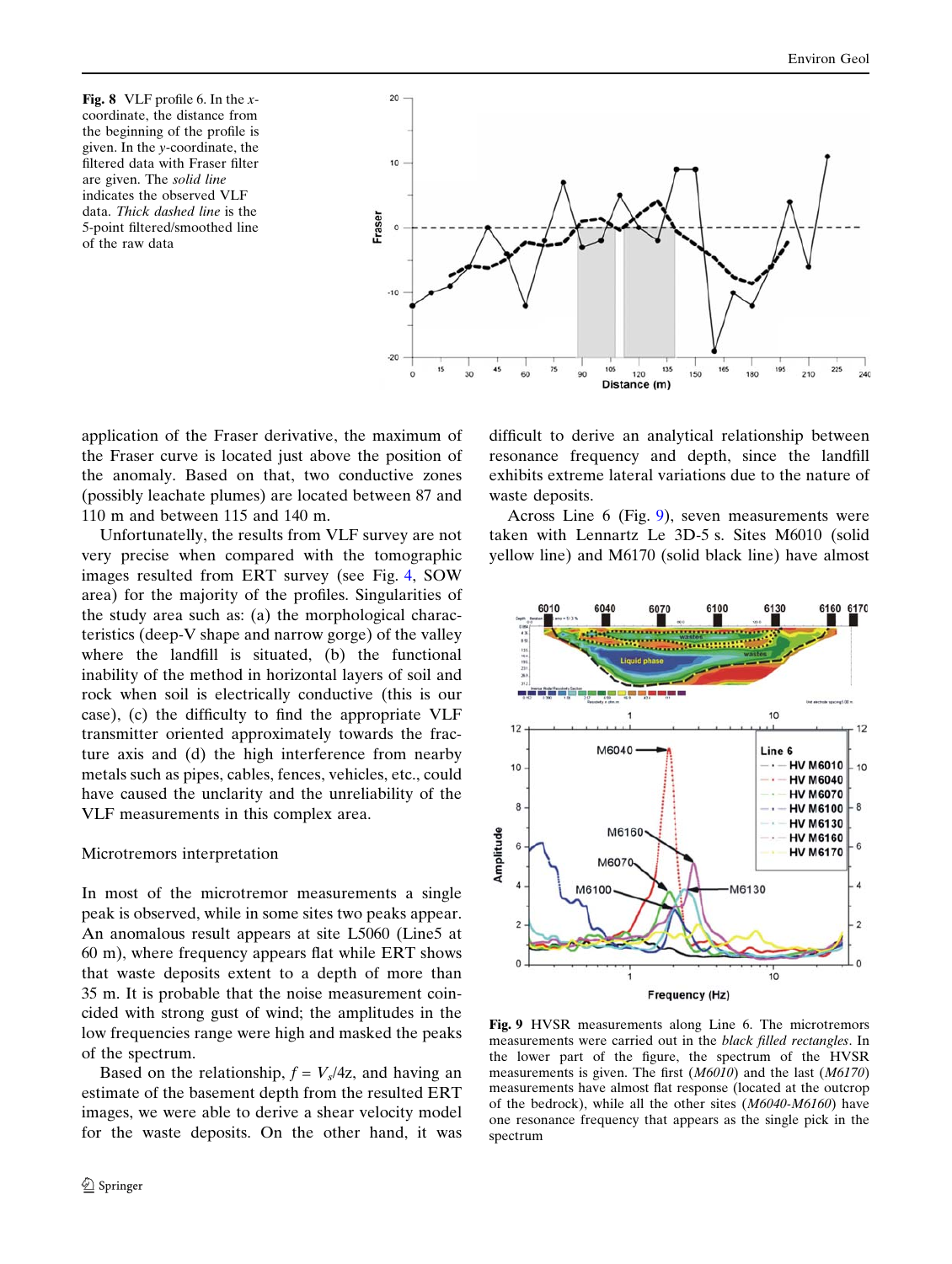**Fig. 8** VLF profile 6. In the *x*-coordinate, the distance from the beginning of the profile is given. In the *y*-coordinate, the filtered data with Fraser filter are given. The *solid line* indicates the observed VLF data. *Thick dashed line* is the 5-point filtered/smoothed line of the raw data

application of the Fraser derivative, the maximum of the Fraser curve is located just above the position of the anomaly. Based on that, two conductive zones (possibly leachate plumes) are located between 87 and 110 m and between 115 and 140 m.

Unfortunatelly, the results from VLF survey are not very precise when compared with the tomographic images resulted from ERT survey (see Fig. 4, SOW area) for the majority of the profiles. Singularities of the study area such as: (a) the morphological characteristics (deep-V shape and narrow gorge) of the valley where the landfill is situated, (b) the functional inability of the method in horizontal layers of soil and rock when soil is electrically conductive (this is our case), (c) the difficulty to find the appropriate VLF transmitter oriented approximately towards the fracture axis and (d) the high interference from nearby metals such as pipes, cables, fences, vehicles, etc., could have caused the unclarity and the unreliability of the VLF measurements in this complex area.

## Microtremors interpretation

In most of the microtremor measurements a single peak is observed, while in some sites two peaks appear. An anomalous result appears at site L5060 (Line5 at 60 m), where frequency appears flat while ERT shows that waste deposits extent to a depth of more than 35 m. It is probable that the noise measurement coincided with strong gust of wind; the amplitudes in the low frequencies range were high and masked the peaks of the spectrum.

Based on the relationship, $f = V_s/4z$, and having an estimate of the basement depth from the resulted ERT images, we were able to derive a shear velocity model for the waste deposits. On the other hand, it was difficult to derive an analytical relationship between resonance frequency and depth, since the landfill exhibits extreme lateral variations due to the nature of waste deposits.

Across Line 6 (Fig. 9), seven measurements were taken with Lennartz Le 3D-5 s. Sites M6010 (solid yellow line) and M6170 (solid black line) have almost

**Fig. 9** HVSR measurements along Line 6. The microtremors measurements were carried out in the *black filled rectangles*. In the lower part of the figure, the spectrum of the HVSR measurements is given. The first (*M6010*) and the last (*M6170*) measurements have almost flat response (located at the outcrop of the bedrock), while all the other sites (*M6040-M6160*) have one resonance frequency that appears as the single pick in the spectrum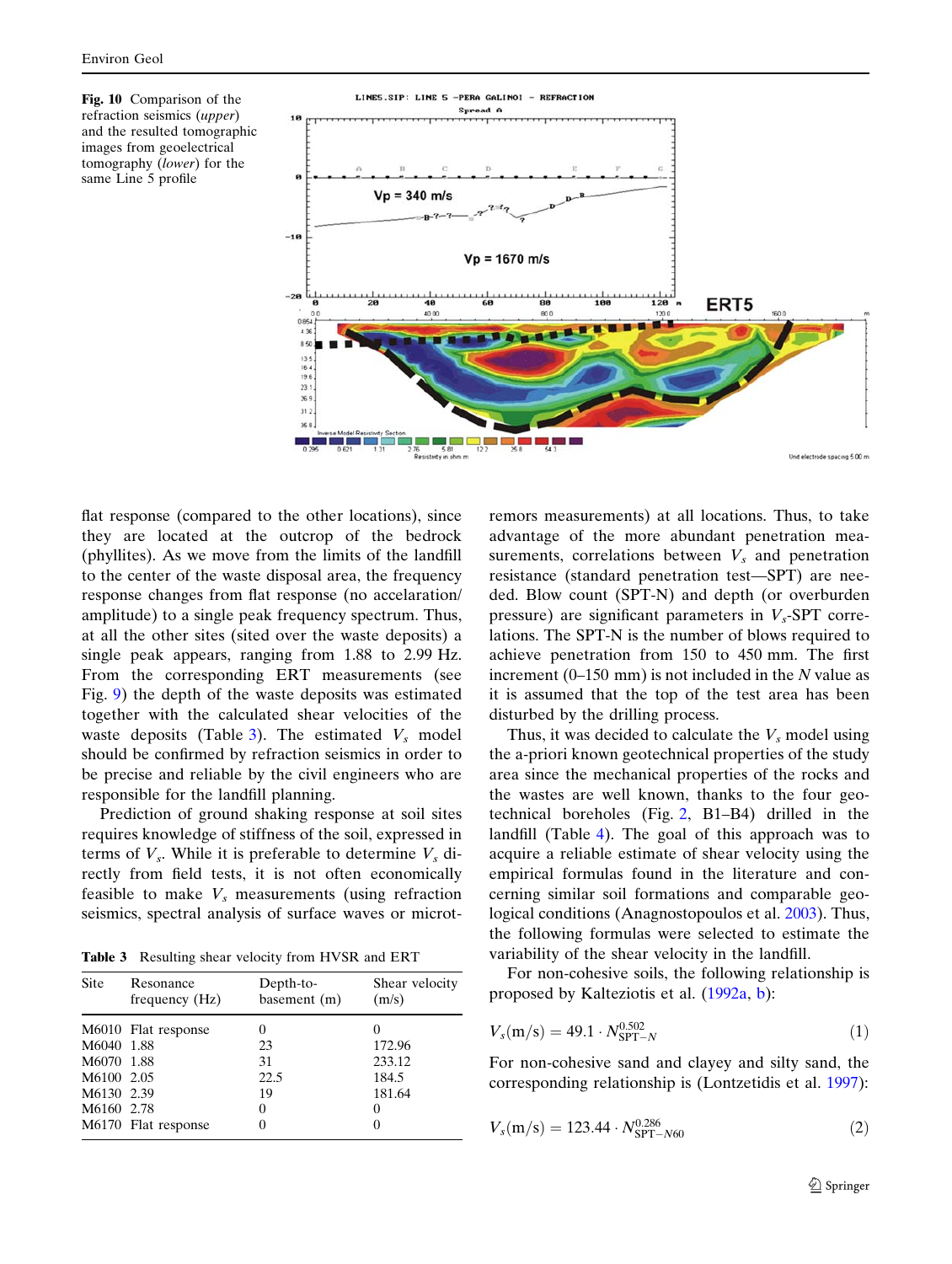**Fig. 10** Comparison of the refraction seismics (*upper*) and the resulted tomographic images from geoelectrical tomography (*lower*) for the same Line 5 profile

flat response (compared to the other locations), since they are located at the outcrop of the bedrock (phyllites). As we move from the limits of the landfill to the center of the waste disposal area, the frequency response changes from flat response (no accelaration/amplitude) to a single peak frequency spectrum. Thus, at all the other sites (sited over the waste deposits) a single peak appears, ranging from 1.88 to 2.99 Hz. From the corresponding ERT measurements (see Fig. 9) the depth of the waste deposits was estimated together with the calculated shear velocities of the waste deposits (Table 3). The estimated $V_s$ model should be confirmed by refraction seismics in order to be precise and reliable by the civil engineers who are responsible for the landfill planning.

Prediction of ground shaking response at soil sites requires knowledge of stiffness of the soil, expressed in terms of $V_s$. While it is preferable to determine $V_s$ directly from field tests, it is not often economically feasible to make $V_s$ measurements (using refraction seismics, spectral analysis of surface waves or microtremors measurements) at all locations. Thus, to take advantage of the more abundant penetration measurements, correlations between $V_s$ and penetration resistance (standard penetration test—SPT) are needed. Blow count (SPT-N) and depth (or overburden pressure) are significant parameters in $V_s$-SPT correlations. The SPT-N is the number of blows required to achieve penetration from 150 to 450 mm. The first increment (0–150 mm) is not included in the $N$ value as it is assumed that the top of the test area has been disturbed by the drilling process.

**Table 3** Resulting shear velocity from HVSR and ERT

| Site | Resonance frequency (Hz) | Depth-to-basement (m) | Shear velocity (m/s) |
|---|---|---|---|
| M6010 | Flat response | 0 | 0 |
| M6040 | 1.88 | 23 | 172.96 |
| M6070 | 1.88 | 31 | 233.12 |
| M6100 | 2.05 | 22.5 | 184.5 |
| M6130 | 2.39 | 19 | 181.64 |
| M6160 | 2.78 | 0 | 0 |
| M6170 | Flat response | 0 | 0 |

Thus, it was decided to calculate the $V_s$ model using the a-priori known geotechnical properties of the study area since the mechanical properties of the rocks and the wastes are well known, thanks to the four geotechnical boreholes (Fig. 2, B1–B4) drilled in the landfill (Table 4). The goal of this approach was to acquire a reliable estimate of shear velocity using the empirical formulas found in the literature and concerning similar soil formations and comparable geological conditions (Anagnostopoulos et al. 2003). Thus, the following formulas were selected to estimate the variability of the shear velocity in the landfill.

For non-cohesive soils, the following relationship is proposed by Kalteziotis et al. (1992a, b):

$$V_s(\text{m/s}) = 49.1 \cdot N_{\text{SPT}-N}^{0.502} \quad (1)$$

For non-cohesive sand and clayey and silty sand, the corresponding relationship is (Lontzetidis et al. 1997):

$$V_s(\text{m/s}) = 123.44 \cdot N_{\text{SPT}-N60}^{0.286} \quad (2)$$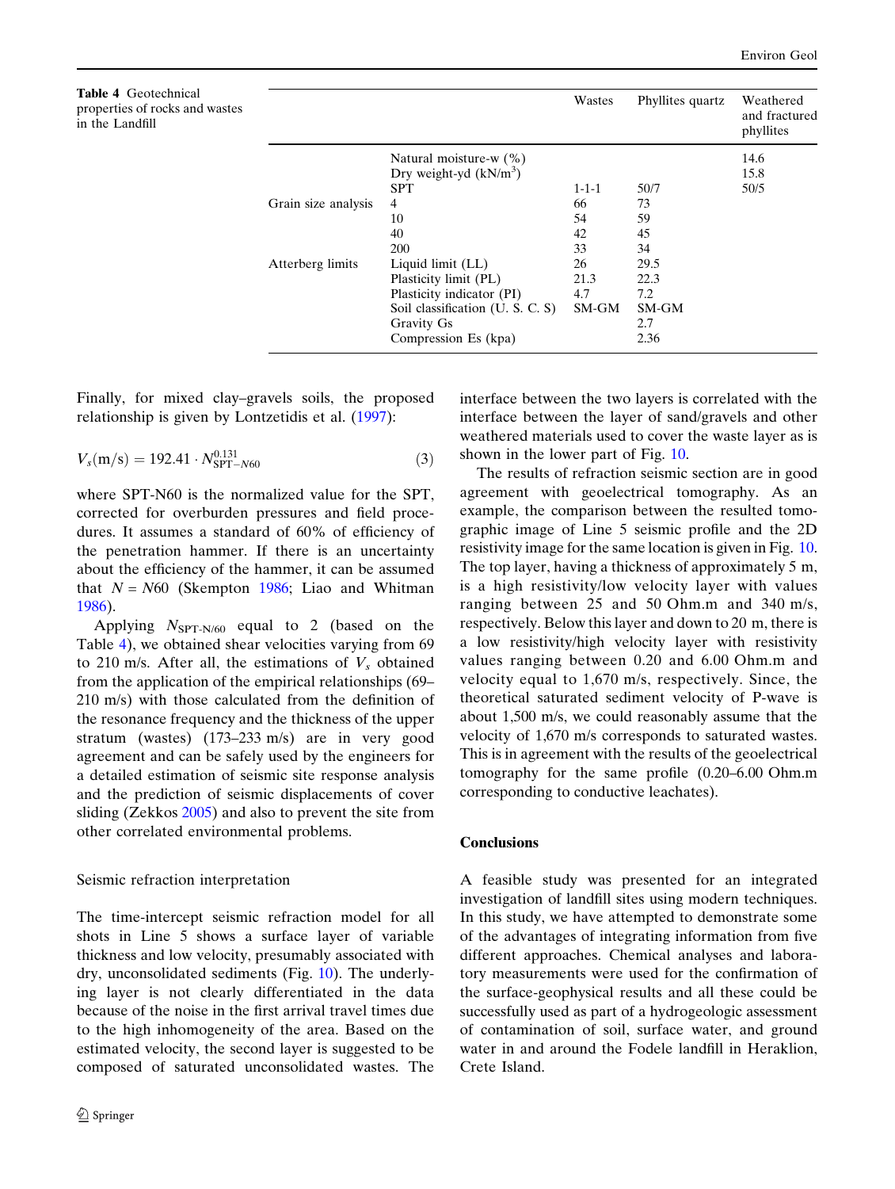**Table 4** Geotechnical properties of rocks and wastes in the Landfill

| | | Wastes | Phyllites quartz | Weathered and fractured phyllites |
|---|---|---|---|---|
| | Natural moisture-w (%) | | | 14.6 |
| | Dry weight-yd (kN/m$^3$) | | | 15.8 |
| | SPT | 1-1-1 | 50/7 | 50/5 |
| Grain size analysis | 4 | 66 | 73 | |
| | 10 | 54 | 59 | |
| | 40 | 42 | 45 | |
| | 200 | 33 | 34 | |
| Atterberg limits | Liquid limit (LL) | 26 | 29.5 | |
| | Plasticity limit (PL) | 21.3 | 22.3 | |
| | Plasticity indicator (PI) | 4.7 | 7.2 | |
| | Soil classification (U. S. C. S) | SM-GM | SM-GM | |
| | Gravity Gs | | 2.7 | |
| | Compression Es (kpa) | | 2.36 | |

Finally, for mixed clay–gravels soils, the proposed relationship is given by Lontzetidis et al. (1997):

$$V_s(\mathrm{m/s}) = 192.41 \cdot N_{\mathrm{SPT-}N60}^{0.131} \tag{3}$$

where SPT-N60 is the normalized value for the SPT, corrected for overburden pressures and field procedures. It assumes a standard of 60% of efficiency of the penetration hammer. If there is an uncertainty about the efficiency of the hammer, it can be assumed that $N = N60$ (Skempton 1986; Liao and Whitman 1986).

Applying $N_{\mathrm{SPT\text{-}N/60}}$ equal to 2 (based on the Table 4), we obtained shear velocities varying from 69 to 210 m/s. After all, the estimations of $V_s$ obtained from the application of the empirical relationships (69–210 m/s) with those calculated from the definition of the resonance frequency and the thickness of the upper stratum (wastes) (173–233 m/s) are in very good agreement and can be safely used by the engineers for a detailed estimation of seismic site response analysis and the prediction of seismic displacements of cover sliding (Zekkos 2005) and also to prevent the site from other correlated environmental problems.

### Seismic refraction interpretation

The time-intercept seismic refraction model for all shots in Line 5 shows a surface layer of variable thickness and low velocity, presumably associated with dry, unconsolidated sediments (Fig. 10). The underlying layer is not clearly differentiated in the data because of the noise in the first arrival travel times due to the high inhomogeneity of the area. Based on the estimated velocity, the second layer is suggested to be composed of saturated unconsolidated wastes. The interface between the two layers is correlated with the interface between the layer of sand/gravels and other weathered materials used to cover the waste layer as is shown in the lower part of Fig. 10.

The results of refraction seismic section are in good agreement with geoelectrical tomography. As an example, the comparison between the resulted tomographic image of Line 5 seismic profile and the 2D resistivity image for the same location is given in Fig. 10. The top layer, having a thickness of approximately 5 m, is a high resistivity/low velocity layer with values ranging between 25 and 50 Ohm.m and 340 m/s, respectively. Below this layer and down to 20 m, there is a low resistivity/high velocity layer with resistivity values ranging between 0.20 and 6.00 Ohm.m and velocity equal to 1,670 m/s, respectively. Since, the theoretical saturated sediment velocity of P-wave is about 1,500 m/s, we could reasonably assume that the velocity of 1,670 m/s corresponds to saturated wastes. This is in agreement with the results of the geoelectrical tomography for the same profile (0.20–6.00 Ohm.m corresponding to conductive leachates).

## Conclusions

A feasible study was presented for an integrated investigation of landfill sites using modern techniques. In this study, we have attempted to demonstrate some of the advantages of integrating information from five different approaches. Chemical analyses and laboratory measurements were used for the confirmation of the surface-geophysical results and all these could be successfully used as part of a hydrogeologic assessment of contamination of soil, surface water, and ground water in and around the Fodele landfill in Heraklion, Crete Island.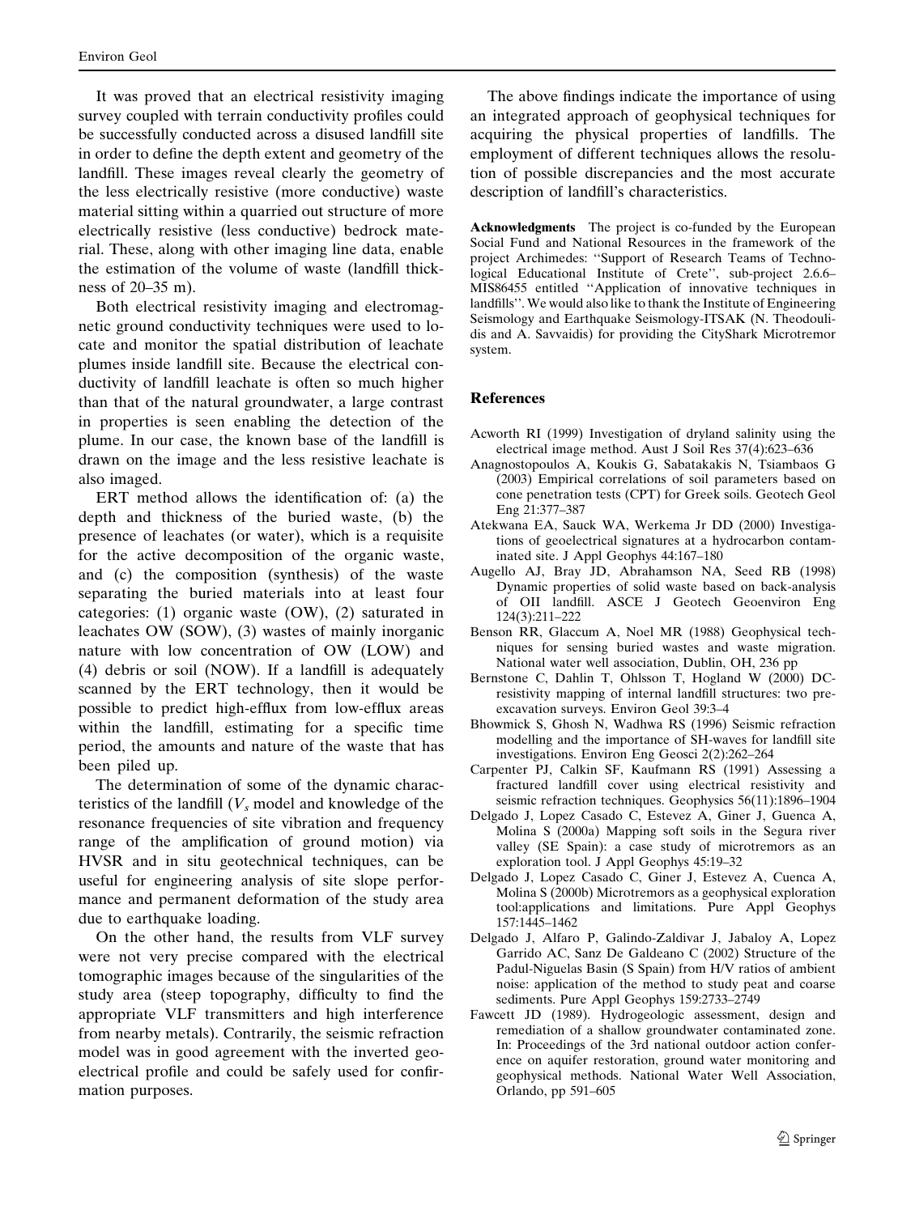It was proved that an electrical resistivity imaging survey coupled with terrain conductivity profiles could be successfully conducted across a disused landfill site in order to define the depth extent and geometry of the landfill. These images reveal clearly the geometry of the less electrically resistive (more conductive) waste material sitting within a quarried out structure of more electrically resistive (less conductive) bedrock material. These, along with other imaging line data, enable the estimation of the volume of waste (landfill thickness of 20–35 m).

Both electrical resistivity imaging and electromagnetic ground conductivity techniques were used to locate and monitor the spatial distribution of leachate plumes inside landfill site. Because the electrical conductivity of landfill leachate is often so much higher than that of the natural groundwater, a large contrast in properties is seen enabling the detection of the plume. In our case, the known base of the landfill is drawn on the image and the less resistive leachate is also imaged.

ERT method allows the identification of: (a) the depth and thickness of the buried waste, (b) the presence of leachates (or water), which is a requisite for the active decomposition of the organic waste, and (c) the composition (synthesis) of the waste separating the buried materials into at least four categories: (1) organic waste (OW), (2) saturated in leachates OW (SOW), (3) wastes of mainly inorganic nature with low concentration of OW (LOW) and (4) debris or soil (NOW). If a landfill is adequately scanned by the ERT technology, then it would be possible to predict high-efflux from low-efflux areas within the landfill, estimating for a specific time period, the amounts and nature of the waste that has been piled up.

The determination of some of the dynamic characteristics of the landfill ($V_s$ model and knowledge of the resonance frequencies of site vibration and frequency range of the amplification of ground motion) via HVSR and in situ geotechnical techniques, can be useful for engineering analysis of site slope performance and permanent deformation of the study area due to earthquake loading.

On the other hand, the results from VLF survey were not very precise compared with the electrical tomographic images because of the singularities of the study area (steep topography, difficulty to find the appropriate VLF transmitters and high interference from nearby metals). Contrarily, the seismic refraction model was in good agreement with the inverted geoelectrical profile and could be safely used for confirmation purposes.

The above findings indicate the importance of using an integrated approach of geophysical techniques for acquiring the physical properties of landfills. The employment of different techniques allows the resolution of possible discrepancies and the most accurate description of landfill's characteristics.

**Acknowledgments** The project is co-funded by the European Social Fund and National Resources in the framework of the project Archimedes: ''Support of Research Teams of Technological Educational Institute of Crete'', sub-project 2.6.6–MIS86455 entitled ''Application of innovative techniques in landfills''. We would also like to thank the Institute of Engineering Seismology and Earthquake Seismology-ITSAK (N. Theodoulidis and A. Savvaidis) for providing the CityShark Microtremor system.

## References

Acworth RI (1999) Investigation of dryland salinity using the electrical image method. Aust J Soil Res 37(4):623–636

Anagnostopoulos A, Koukis G, Sabatakakis N, Tsiambaos G (2003) Empirical correlations of soil parameters based on cone penetration tests (CPT) for Greek soils. Geotech Geol Eng 21:377–387

Atekwana EA, Sauck WA, Werkema Jr DD (2000) Investigations of geoelectrical signatures at a hydrocarbon contaminated site. J Appl Geophys 44:167–180

Augello AJ, Bray JD, Abrahamson NA, Seed RB (1998) Dynamic properties of solid waste based on back-analysis of OII landfill. ASCE J Geotech Geoenviron Eng 124(3):211–222

Benson RR, Glaccum A, Noel MR (1988) Geophysical techniques for sensing buried wastes and waste migration. National water well association, Dublin, OH, 236 pp

Bernstone C, Dahlin T, Ohlsson T, Hogland W (2000) DC-resistivity mapping of internal landfill structures: two pre-excavation surveys. Environ Geol 39:3–4

Bhowmick S, Ghosh N, Wadhwa RS (1996) Seismic refraction modelling and the importance of SH-waves for landfill site investigations. Environ Eng Geosci 2(2):262–264

Carpenter PJ, Calkin SF, Kaufmann RS (1991) Assessing a fractured landfill cover using electrical resistivity and seismic refraction techniques. Geophysics 56(11):1896–1904

Delgado J, Lopez Casado C, Estevez A, Giner J, Guenca A, Molina S (2000a) Mapping soft soils in the Segura river valley (SE Spain): a case study of microtremors as an exploration tool. J Appl Geophys 45:19–32

Delgado J, Lopez Casado C, Giner J, Estevez A, Cuenca A, Molina S (2000b) Microtremors as a geophysical exploration tool:applications and limitations. Pure Appl Geophys 157:1445–1462

Delgado J, Alfaro P, Galindo-Zaldivar J, Jabaloy A, Lopez Garrido AC, Sanz De Galdeano C (2002) Structure of the Padul-Niguelas Basin (S Spain) from H/V ratios of ambient noise: application of the method to study peat and coarse sediments. Pure Appl Geophys 159:2733–2749

Fawcett JD (1989). Hydrogeologic assessment, design and remediation of a shallow groundwater contaminated zone. In: Proceedings of the 3rd national outdoor action conference on aquifer restoration, ground water monitoring and geophysical methods. National Water Well Association, Orlando, pp 591–605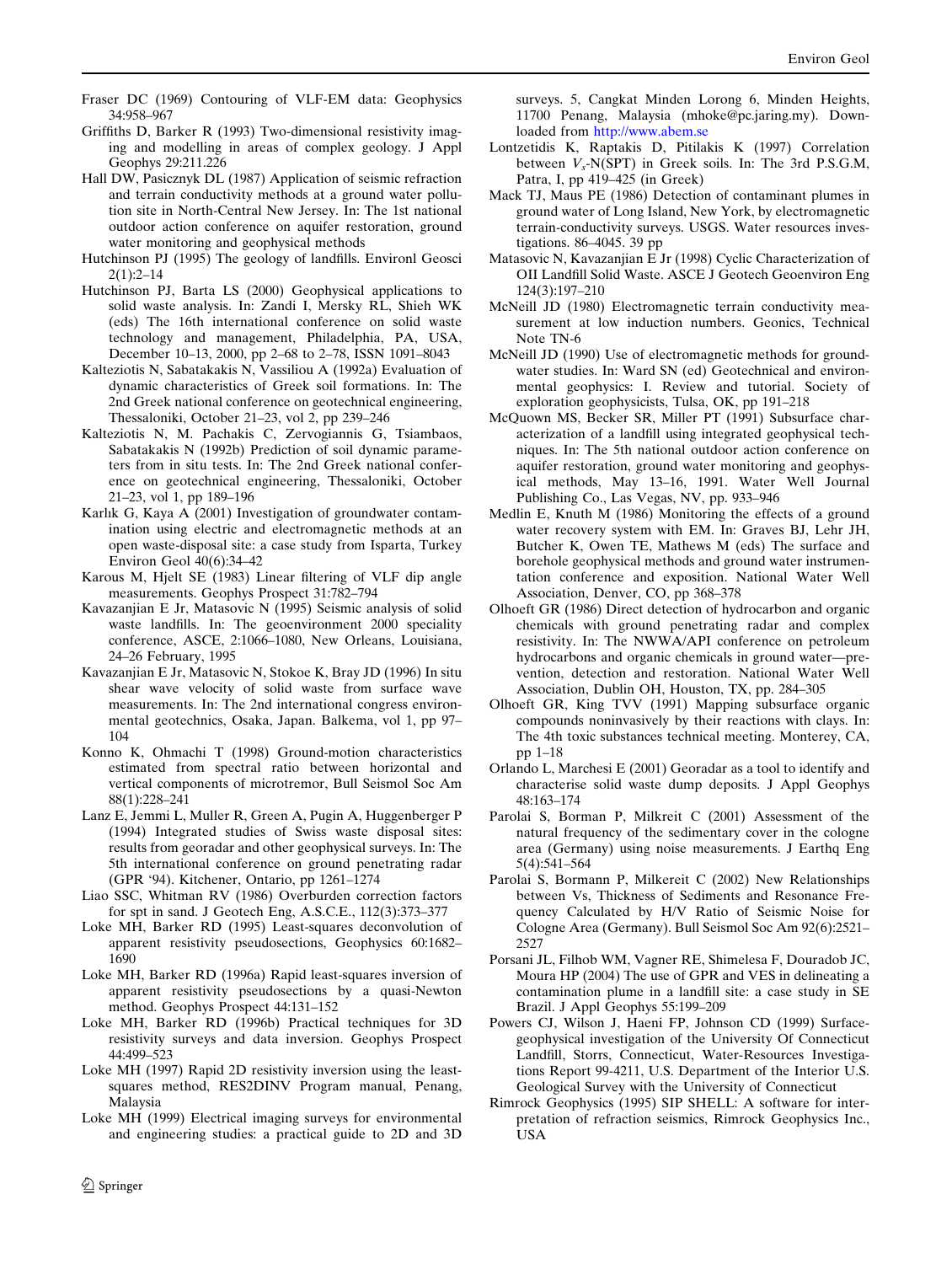Fraser DC (1969) Contouring of VLF-EM data: Geophysics 34:958–967

Griffiths D, Barker R (1993) Two-dimensional resistivity imaging and modelling in areas of complex geology. J Appl Geophys 29:211.226

Hall DW, Pasicznyk DL (1987) Application of seismic refraction and terrain conductivity methods at a ground water pollution site in North-Central New Jersey. In: The 1st national outdoor action conference on aquifer restoration, ground water monitoring and geophysical methods

Hutchinson PJ (1995) The geology of landfills. Environl Geosci 2(1):2–14

Hutchinson PJ, Barta LS (2000) Geophysical applications to solid waste analysis. In: Zandi I, Mersky RL, Shieh WK (eds) The 16th international conference on solid waste technology and management, Philadelphia, PA, USA, December 10–13, 2000, pp 2–68 to 2–78, ISSN 1091–8043

Kalteziotis N, Sabatakakis N, Vassiliou A (1992a) Evaluation of dynamic characteristics of Greek soil formations. In: The 2nd Greek national conference on geotechnical engineering, Thessaloniki, October 21–23, vol 2, pp 239–246

Kalteziotis N, M. Pachakis C, Zervogiannis G, Tsiambaos, Sabatakakis N (1992b) Prediction of soil dynamic parameters from in situ tests. In: The 2nd Greek national conference on geotechnical engineering, Thessaloniki, October 21–23, vol 1, pp 189–196

Karlık G, Kaya A (2001) Investigation of groundwater contamination using electric and electromagnetic methods at an open waste-disposal site: a case study from Isparta, Turkey Environ Geol 40(6):34–42

Karous M, Hjelt SE (1983) Linear filtering of VLF dip angle measurements. Geophys Prospect 31:782–794

Kavazanjian E Jr, Matasovic N (1995) Seismic analysis of solid waste landfills. In: The geoenvironment 2000 speciality conference, ASCE, 2:1066–1080, New Orleans, Louisiana, 24–26 February, 1995

Kavazanjian E Jr, Matasovic N, Stokoe K, Bray JD (1996) In situ shear wave velocity of solid waste from surface wave measurements. In: The 2nd international congress environmental geotechnics, Osaka, Japan. Balkema, vol 1, pp 97–104

Konno K, Ohmachi T (1998) Ground-motion characteristics estimated from spectral ratio between horizontal and vertical components of microtremor, Bull Seismol Soc Am 88(1):228–241

Lanz E, Jemmi L, Muller R, Green A, Pugin A, Huggenberger P (1994) Integrated studies of Swiss waste disposal sites: results from georadar and other geophysical surveys. In: The 5th international conference on ground penetrating radar (GPR '94). Kitchener, Ontario, pp 1261–1274

Liao SSC, Whitman RV (1986) Overburden correction factors for spt in sand. J Geotech Eng, A.S.C.E., 112(3):373–377

Loke MH, Barker RD (1995) Least-squares deconvolution of apparent resistivity pseudosections, Geophysics 60:1682–1690

Loke MH, Barker RD (1996a) Rapid least-squares inversion of apparent resistivity pseudosections by a quasi-Newton method. Geophys Prospect 44:131–152

Loke MH, Barker RD (1996b) Practical techniques for 3D resistivity surveys and data inversion. Geophys Prospect 44:499–523

Loke MH (1997) Rapid 2D resistivity inversion using the least-squares method, RES2DINV Program manual, Penang, Malaysia

Loke MH (1999) Electrical imaging surveys for environmental and engineering studies: a practical guide to 2D and 3D surveys. 5, Cangkat Minden Lorong 6, Minden Heights, 11700 Penang, Malaysia (mhoke@pc.jaring.my). Downloaded from http://www.abem.se

Lontzetidis K, Raptakis D, Pitilakis K (1997) Correlation between $V_s$-N(SPT) in Greek soils. In: The 3rd P.S.G.M, Patra, I, pp 419–425 (in Greek)

Mack TJ, Maus PE (1986) Detection of contaminant plumes in ground water of Long Island, New York, by electromagnetic terrain-conductivity surveys. USGS. Water resources investigations. 86–4045. 39 pp

Matasovic N, Kavazanjian E Jr (1998) Cyclic Characterization of OII Landfill Solid Waste. ASCE J Geotech Geoenviron Eng 124(3):197–210

McNeill JD (1980) Electromagnetic terrain conductivity measurement at low induction numbers. Geonics, Technical Note TN-6

McNeill JD (1990) Use of electromagnetic methods for groundwater studies. In: Ward SN (ed) Geotechnical and environmental geophysics: I. Review and tutorial. Society of exploration geophysicists, Tulsa, OK, pp 191–218

McQuown MS, Becker SR, Miller PT (1991) Subsurface characterization of a landfill using integrated geophysical techniques. In: The 5th national outdoor action conference on aquifer restoration, ground water monitoring and geophysical methods, May 13–16, 1991. Water Well Journal Publishing Co., Las Vegas, NV, pp. 933–946

Medlin E, Knuth M (1986) Monitoring the effects of a ground water recovery system with EM. In: Graves BJ, Lehr JH, Butcher K, Owen TE, Mathews M (eds) The surface and borehole geophysical methods and ground water instrumentation conference and exposition. National Water Well Association, Denver, CO, pp 368–378

Olhoeft GR (1986) Direct detection of hydrocarbon and organic chemicals with ground penetrating radar and complex resistivity. In: The NWWA/API conference on petroleum hydrocarbons and organic chemicals in ground water—prevention, detection and restoration. National Water Well Association, Dublin OH, Houston, TX, pp. 284–305

Olhoeft GR, King TVV (1991) Mapping subsurface organic compounds noninvasively by their reactions with clays. In: The 4th toxic substances technical meeting. Monterey, CA, pp 1–18

Orlando L, Marchesi E (2001) Georadar as a tool to identify and characterise solid waste dump deposits. J Appl Geophys 48:163–174

Parolai S, Borman P, Milkreit C (2001) Assessment of the natural frequency of the sedimentary cover in the cologne area (Germany) using noise measurements. J Earthq Eng 5(4):541–564

Parolai S, Bormann P, Milkereit C (2002) New Relationships between Vs, Thickness of Sediments and Resonance Frequency Calculated by H/V Ratio of Seismic Noise for Cologne Area (Germany). Bull Seismol Soc Am 92(6):2521–2527

Porsani JL, Filhob WM, Vagner RE, Shimelesa F, Douradob JC, Moura HP (2004) The use of GPR and VES in delineating a contamination plume in a landfill site: a case study in SE Brazil. J Appl Geophys 55:199–209

Powers CJ, Wilson J, Haeni FP, Johnson CD (1999) Surface-geophysical investigation of the University Of Connecticut Landfill, Storrs, Connecticut, Water-Resources Investigations Report 99-4211, U.S. Department of the Interior U.S. Geological Survey with the University of Connecticut

Rimrock Geophysics (1995) SIP SHELL: A software for interpretation of refraction seismics, Rimrock Geophysics Inc., USA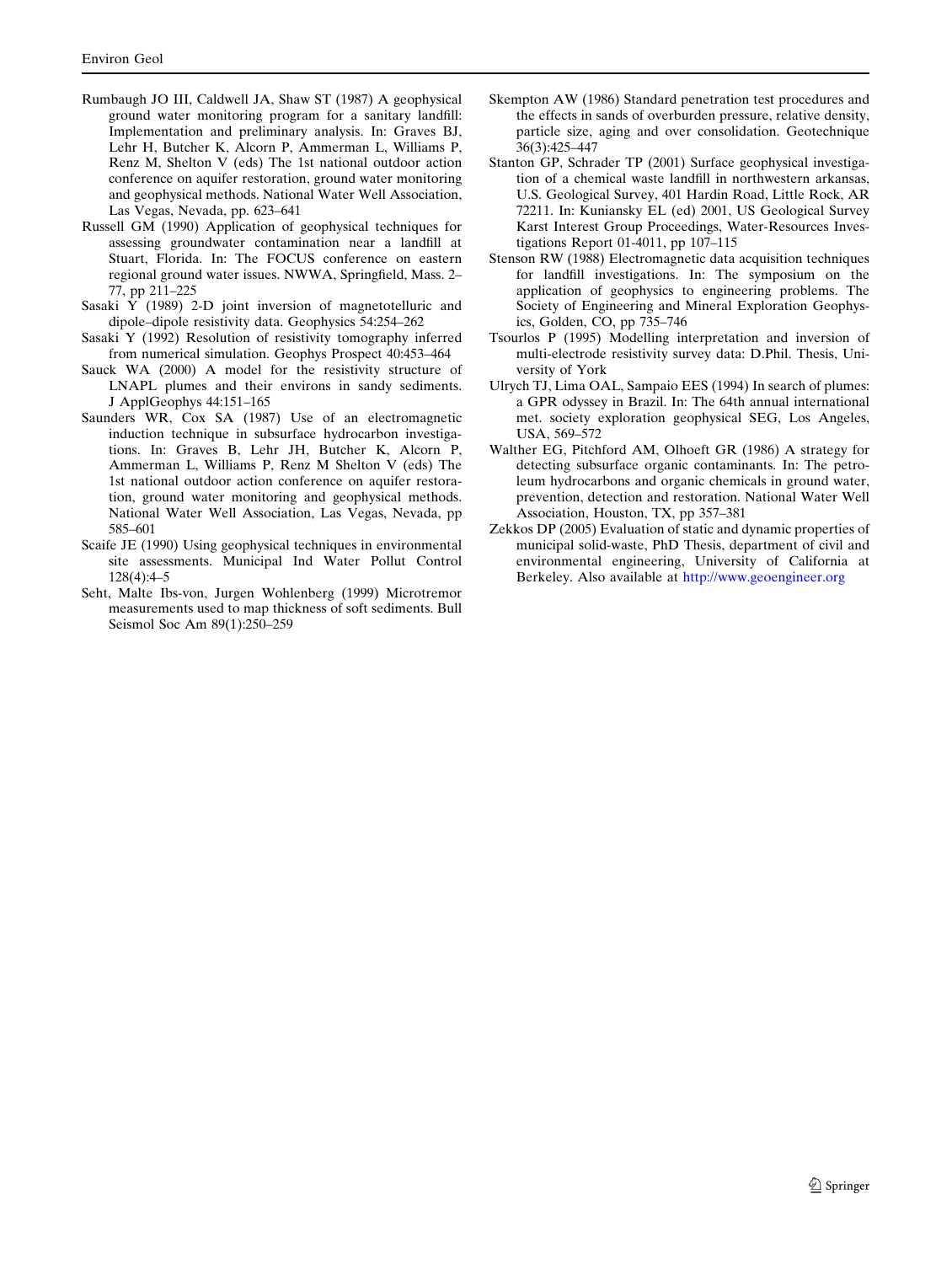Rumbaugh JO III, Caldwell JA, Shaw ST (1987) A geophysical ground water monitoring program for a sanitary landfill: Implementation and preliminary analysis. In: Graves BJ, Lehr H, Butcher K, Alcorn P, Ammerman L, Williams P, Renz M, Shelton V (eds) The 1st national outdoor action conference on aquifer restoration, ground water monitoring and geophysical methods. National Water Well Association, Las Vegas, Nevada, pp. 623–641

Russell GM (1990) Application of geophysical techniques for assessing groundwater contamination near a landfill at Stuart, Florida. In: The FOCUS conference on eastern regional ground water issues. NWWA, Springfield, Mass. 2–77, pp 211–225

Sasaki Y (1989) 2-D joint inversion of magnetotelluric and dipole–dipole resistivity data. Geophysics 54:254–262

Sasaki Y (1992) Resolution of resistivity tomography inferred from numerical simulation. Geophys Prospect 40:453–464

Sauck WA (2000) A model for the resistivity structure of LNAPL plumes and their environs in sandy sediments. J ApplGeophys 44:151–165

Saunders WR, Cox SA (1987) Use of an electromagnetic induction technique in subsurface hydrocarbon investigations. In: Graves B, Lehr JH, Butcher K, Alcorn P, Ammerman L, Williams P, Renz M Shelton V (eds) The 1st national outdoor action conference on aquifer restoration, ground water monitoring and geophysical methods. National Water Well Association, Las Vegas, Nevada, pp 585–601

Scaife JE (1990) Using geophysical techniques in environmental site assessments. Municipal Ind Water Pollut Control 128(4):4–5

Seht, Malte Ibs-von, Jurgen Wohlenberg (1999) Microtremor measurements used to map thickness of soft sediments. Bull Seismol Soc Am 89(1):250–259

Skempton AW (1986) Standard penetration test procedures and the effects in sands of overburden pressure, relative density, particle size, aging and over consolidation. Geotechnique 36(3):425–447

Stanton GP, Schrader TP (2001) Surface geophysical investigation of a chemical waste landfill in northwestern arkansas, U.S. Geological Survey, 401 Hardin Road, Little Rock, AR 72211. In: Kuniansky EL (ed) 2001, US Geological Survey Karst Interest Group Proceedings, Water-Resources Investigations Report 01-4011, pp 107–115

Stenson RW (1988) Electromagnetic data acquisition techniques for landfill investigations. In: The symposium on the application of geophysics to engineering problems. The Society of Engineering and Mineral Exploration Geophysics, Golden, CO, pp 735–746

Tsourlos P (1995) Modelling interpretation and inversion of multi-electrode resistivity survey data: D.Phil. Thesis, University of York

Ulrych TJ, Lima OAL, Sampaio EES (1994) In search of plumes: a GPR odyssey in Brazil. In: The 64th annual international met. society exploration geophysical SEG, Los Angeles, USA, 569–572

Walther EG, Pitchford AM, Olhoeft GR (1986) A strategy for detecting subsurface organic contaminants. In: The petroleum hydrocarbons and organic chemicals in ground water, prevention, detection and restoration. National Water Well Association, Houston, TX, pp 357–381

Zekkos DP (2005) Evaluation of static and dynamic properties of municipal solid-waste, PhD Thesis, department of civil and environmental engineering, University of California at Berkeley. Also available at http://www.geoengineer.org